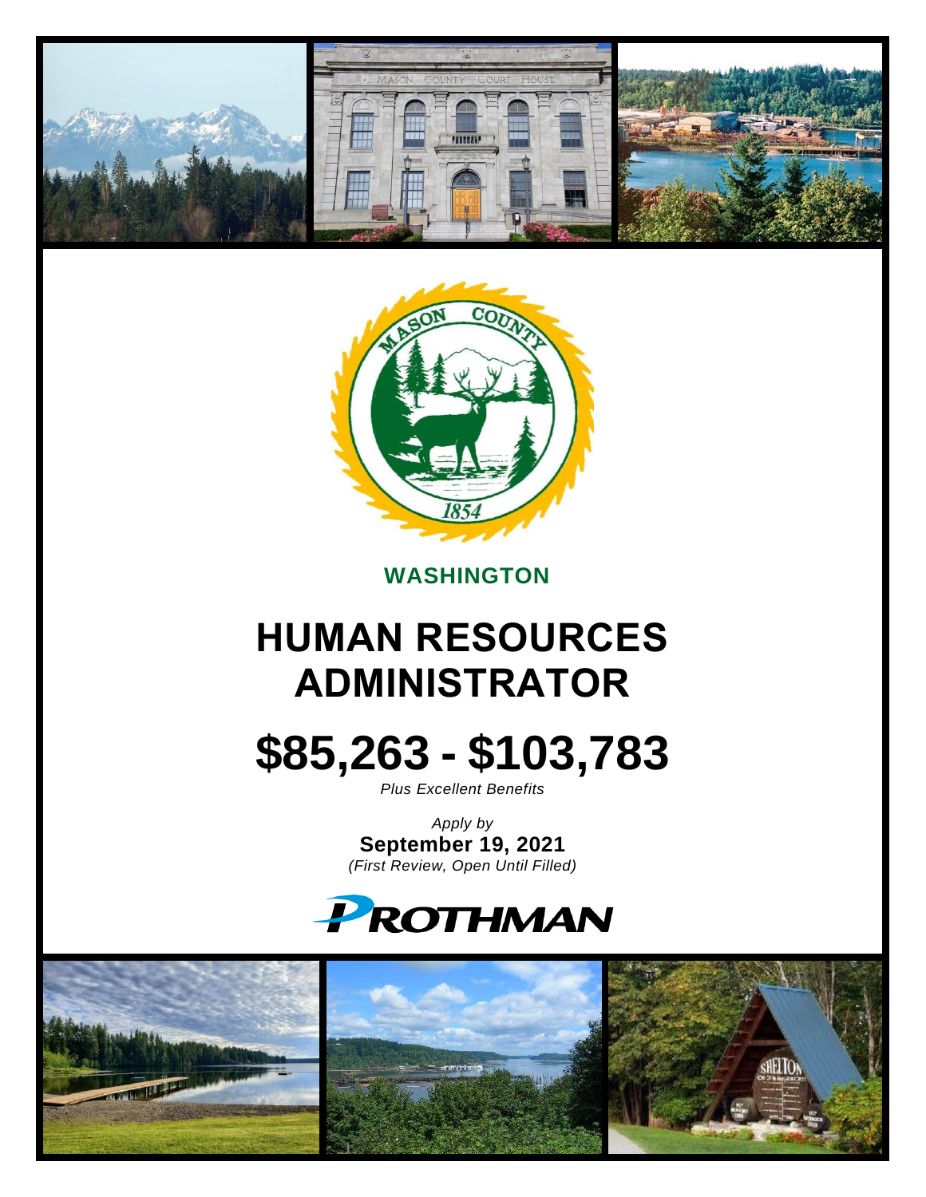**WASHINGTON**

# HUMAN RESOURCES ADMINISTRATOR

# $85,263 - $103,783

*Plus Excellent Benefits*

*Apply by*

**September 19, 2021**

*(First Review, Open Until Filled)*

PROTHMAN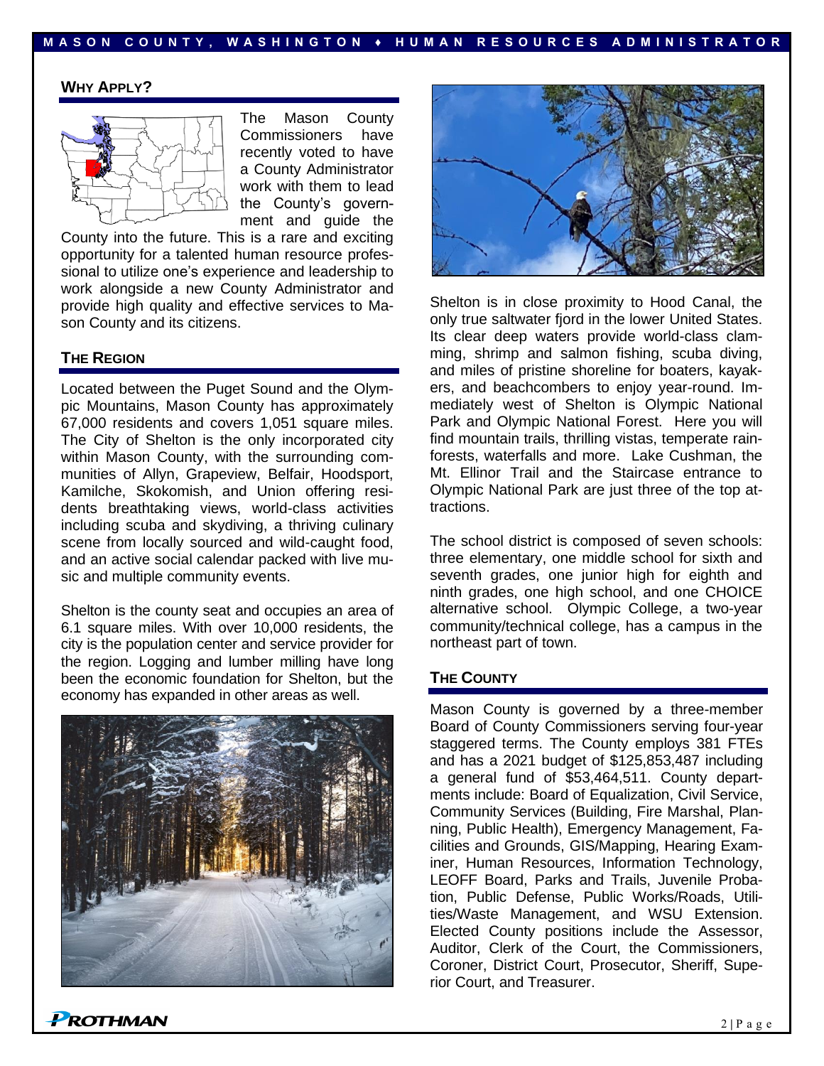## WHY APPLY?

The Mason County Commissioners have recently voted to have a County Administrator work with them to lead the County's government and guide the County into the future. This is a rare and exciting opportunity for a talented human resource professional to utilize one's experience and leadership to work alongside a new County Administrator and provide high quality and effective services to Mason County and its citizens.

## THE REGION

Located between the Puget Sound and the Olympic Mountains, Mason County has approximately 67,000 residents and covers 1,051 square miles. The City of Shelton is the only incorporated city within Mason County, with the surrounding communities of Allyn, Grapeview, Belfair, Hoodsport, Kamilche, Skokomish, and Union offering residents breathtaking views, world-class activities including scuba and skydiving, a thriving culinary scene from locally sourced and wild-caught food, and an active social calendar packed with live music and multiple community events.

Shelton is the county seat and occupies an area of 6.1 square miles. With over 10,000 residents, the city is the population center and service provider for the region. Logging and lumber milling have long been the economic foundation for Shelton, but the economy has expanded in other areas as well.

Shelton is in close proximity to Hood Canal, the only true saltwater fjord in the lower United States. Its clear deep waters provide world-class clamming, shrimp and salmon fishing, scuba diving, and miles of pristine shoreline for boaters, kayakers, and beachcombers to enjoy year-round. Immediately west of Shelton is Olympic National Park and Olympic National Forest. Here you will find mountain trails, thrilling vistas, temperate rainforests, waterfalls and more. Lake Cushman, the Mt. Ellinor Trail and the Staircase entrance to Olympic National Park are just three of the top attractions.

The school district is composed of seven schools: three elementary, one middle school for sixth and seventh grades, one junior high for eighth and ninth grades, one high school, and one CHOICE alternative school. Olympic College, a two-year community/technical college, has a campus in the northeast part of town.

## THE COUNTY

Mason County is governed by a three-member Board of County Commissioners serving four-year staggered terms. The County employs 381 FTEs and has a 2021 budget of $125,853,487 including a general fund of $53,464,511. County departments include: Board of Equalization, Civil Service, Community Services (Building, Fire Marshal, Planning, Public Health), Emergency Management, Facilities and Grounds, GIS/Mapping, Hearing Examiner, Human Resources, Information Technology, LEOFF Board, Parks and Trails, Juvenile Probation, Public Defense, Public Works/Roads, Utilities/Waste Management, and WSU Extension. Elected County positions include the Assessor, Auditor, Clerk of the Court, the Commissioners, Coroner, District Court, Prosecutor, Sheriff, Superior Court, and Treasurer.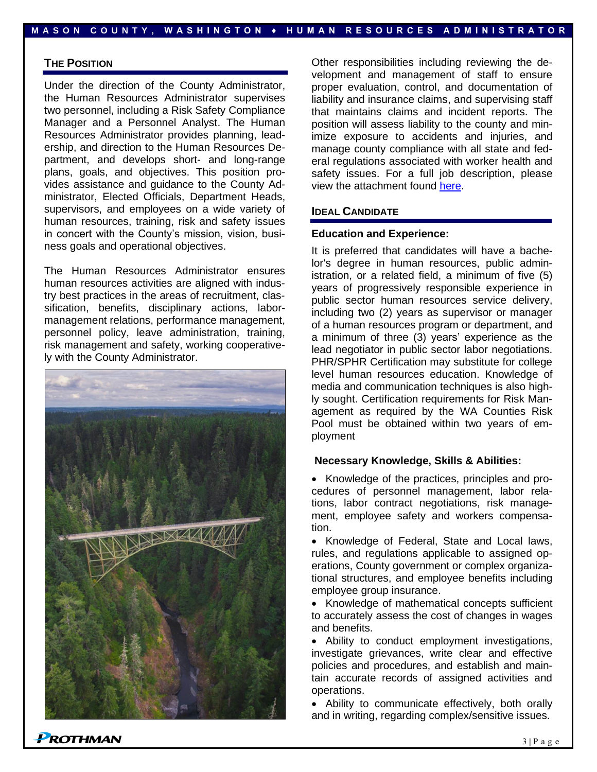## The Position

Under the direction of the County Administrator, the Human Resources Administrator supervises two personnel, including a Risk Safety Compliance Manager and a Personnel Analyst. The Human Resources Administrator provides planning, leadership, and direction to the Human Resources Department, and develops short- and long-range plans, goals, and objectives. This position provides assistance and guidance to the County Administrator, Elected Officials, Department Heads, supervisors, and employees on a wide variety of human resources, training, risk and safety issues in concert with the County's mission, vision, business goals and operational objectives.

The Human Resources Administrator ensures human resources activities are aligned with industry best practices in the areas of recruitment, classification, benefits, disciplinary actions, labor-management relations, performance management, personnel policy, leave administration, training, risk management and safety, working cooperatively with the County Administrator.

Other responsibilities including reviewing the development and management of staff to ensure proper evaluation, control, and documentation of liability and insurance claims, and supervising staff that maintains claims and incident reports. The position will assess liability to the county and minimize exposure to accidents and injuries, and manage county compliance with all state and federal regulations associated with worker health and safety issues. For a full job description, please view the attachment found here.

## Ideal Candidate

### Education and Experience:

It is preferred that candidates will have a bachelor's degree in human resources, public administration, or a related field, a minimum of five (5) years of progressively responsible experience in public sector human resources service delivery, including two (2) years as supervisor or manager of a human resources program or department, and a minimum of three (3) years' experience as the lead negotiator in public sector labor negotiations. PHR/SPHR Certification may substitute for college level human resources education. Knowledge of media and communication techniques is also highly sought. Certification requirements for Risk Management as required by the WA Counties Risk Pool must be obtained within two years of employment

### Necessary Knowledge, Skills & Abilities:

- Knowledge of the practices, principles and procedures of personnel management, labor relations, labor contract negotiations, risk management, employee safety and workers compensation.
- Knowledge of Federal, State and Local laws, rules, and regulations applicable to assigned operations, County government or complex organizational structures, and employee benefits including employee group insurance.
- Knowledge of mathematical concepts sufficient to accurately assess the cost of changes in wages and benefits.
- Ability to conduct employment investigations, investigate grievances, write clear and effective policies and procedures, and establish and maintain accurate records of assigned activities and operations.
- Ability to communicate effectively, both orally and in writing, regarding complex/sensitive issues.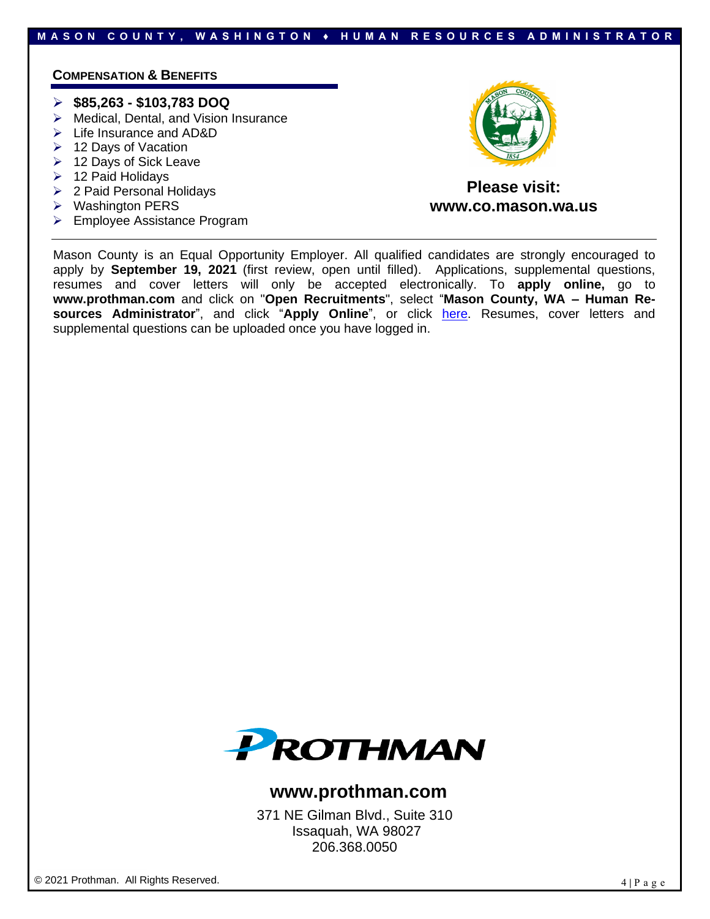## Compensation & Benefits

- **$85,263 - $103,783 DOQ**
- Medical, Dental, and Vision Insurance
- Life Insurance and AD&D
- 12 Days of Vacation
- 12 Days of Sick Leave
- 12 Paid Holidays
- 2 Paid Personal Holidays
- Washington PERS
- Employee Assistance Program

**Please visit: www.co.mason.wa.us**

Mason County is an Equal Opportunity Employer. All qualified candidates are strongly encouraged to apply by **September 19, 2021** (first review, open until filled). Applications, supplemental questions, resumes and cover letters will only be accepted electronically. To **apply online,** go to **www.prothman.com** and click on "**Open Recruitments**", select "**Mason County, WA – Human Resources Administrator**", and click "**Apply Online**", or click here. Resumes, cover letters and supplemental questions can be uploaded once you have logged in.

PROTHMAN

**www.prothman.com**

371 NE Gilman Blvd., Suite 310
Issaquah, WA 98027
206.368.0050

© 2021 Prothman. All Rights Reserved.